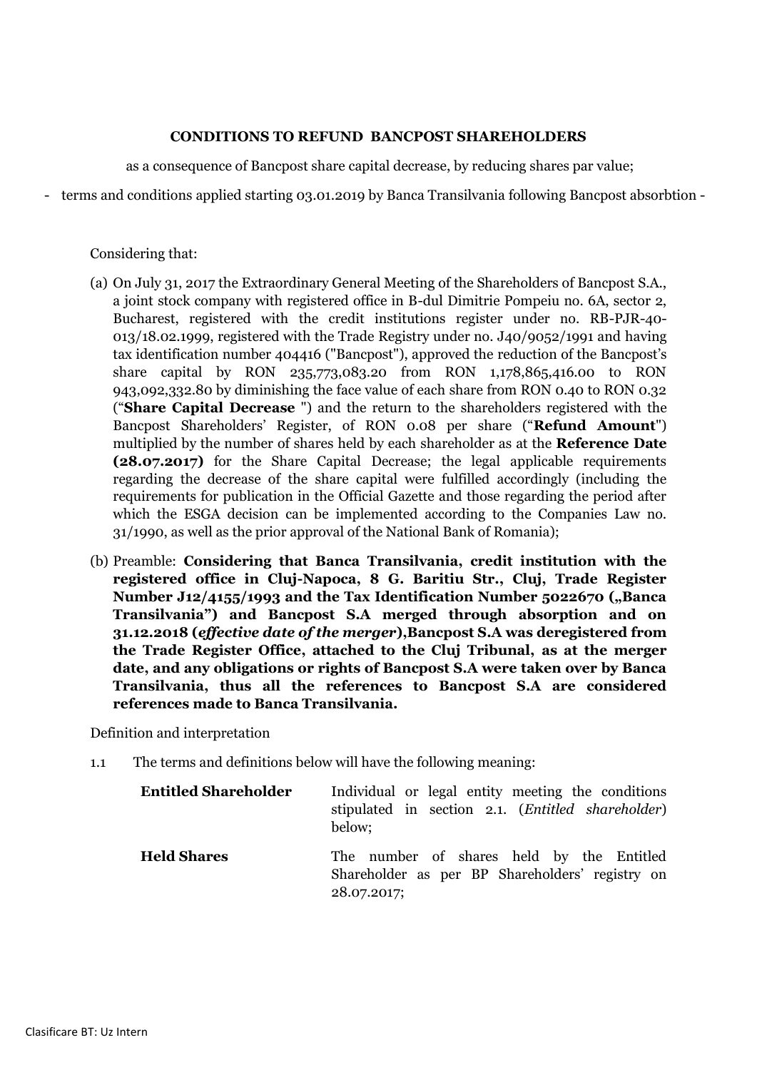**CONDITIONS TO REFUND BANCPOST SHAREHOLDERS**

as a consequence of Bancpost share capital decrease, by reducing shares par value;

- terms and conditions applied starting 03.01.2019 by Banca Transilvania following Bancpost absorbtion -

Considering that:

(a) On July 31, 2017 the Extraordinary General Meeting of the Shareholders of Bancpost S.A., a joint stock company with registered office in B-dul Dimitrie Pompeiu no. 6A, sector 2, Bucharest, registered with the credit institutions register under no. RB-PJR-40-013/18.02.1999, registered with the Trade Registry under no. J40/9052/1991 and having tax identification number 404416 ("Bancpost"), approved the reduction of the Bancpost's share capital by RON 235,773,083.20 from RON 1,178,865,416.00 to RON 943,092,332.80 by diminishing the face value of each share from RON 0.40 to RON 0.32 ("**Share Capital Decrease** ") and the return to the shareholders registered with the Bancpost Shareholders' Register, of RON 0.08 per share ("**Refund Amount**") multiplied by the number of shares held by each shareholder as at the **Reference Date (28.07.2017)** for the Share Capital Decrease; the legal applicable requirements regarding the decrease of the share capital were fulfilled accordingly (including the requirements for publication in the Official Gazette and those regarding the period after which the ESGA decision can be implemented according to the Companies Law no. 31/1990, as well as the prior approval of the National Bank of Romania);

(b) Preamble: **Considering that Banca Transilvania, credit institution with the registered office in Cluj-Napoca, 8 G. Baritiu Str., Cluj, Trade Register Number J12/4155/1993 and the Tax Identification Number 5022670 („Banca Transilvania") and Bancpost S.A merged through absorption and on 31.12.2018 (*effective date of the merger*),Bancpost S.A was deregistered from the Trade Register Office, attached to the Cluj Tribunal, as at the merger date, and any obligations or rights of Bancpost S.A were taken over by Banca Transilvania, thus all the references to Bancpost S.A are considered references made to Banca Transilvania.**

Definition and interpretation

1.1 The terms and definitions below will have the following meaning:

| | |
|---|---|
| **Entitled Shareholder** | Individual or legal entity meeting the conditions stipulated in section 2.1. (*Entitled shareholder*) below; |
| **Held Shares** | The number of shares held by the Entitled Shareholder as per BP Shareholders' registry on 28.07.2017; |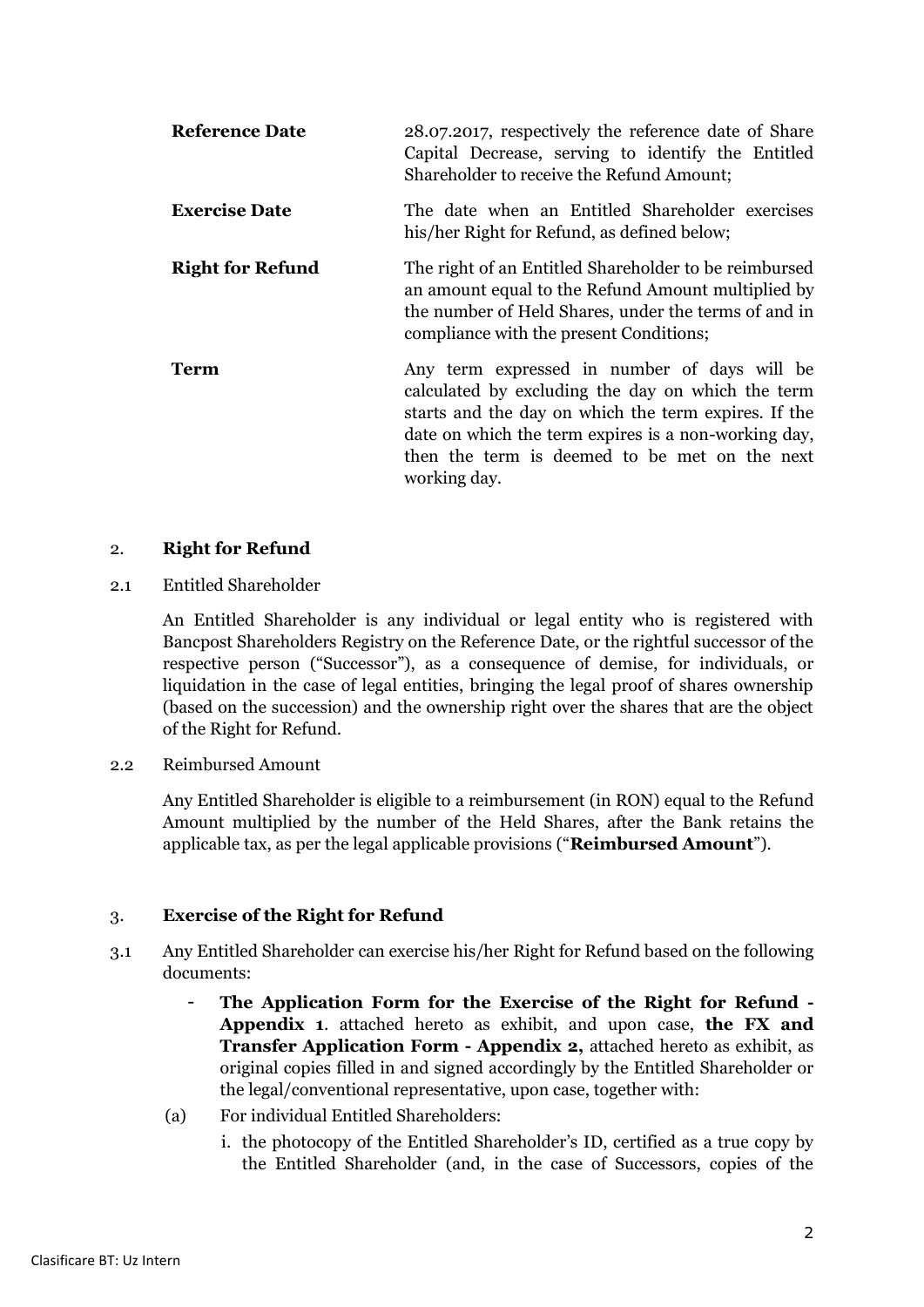| | |
|---|---|
| **Reference Date** | 28.07.2017, respectively the reference date of Share Capital Decrease, serving to identify the Entitled Shareholder to receive the Refund Amount; |
| **Exercise Date** | The date when an Entitled Shareholder exercises his/her Right for Refund, as defined below; |
| **Right for Refund** | The right of an Entitled Shareholder to be reimbursed an amount equal to the Refund Amount multiplied by the number of Held Shares, under the terms of and in compliance with the present Conditions; |
| **Term** | Any term expressed in number of days will be calculated by excluding the day on which the term starts and the day on which the term expires. If the date on which the term expires is a non-working day, then the term is deemed to be met on the next working day. |

## 2. **Right for Refund**

2.1 Entitled Shareholder

An Entitled Shareholder is any individual or legal entity who is registered with Bancpost Shareholders Registry on the Reference Date, or the rightful successor of the respective person ("Successor"), as a consequence of demise, for individuals, or liquidation in the case of legal entities, bringing the legal proof of shares ownership (based on the succession) and the ownership right over the shares that are the object of the Right for Refund.

2.2 Reimbursed Amount

Any Entitled Shareholder is eligible to a reimbursement (in RON) equal to the Refund Amount multiplied by the number of the Held Shares, after the Bank retains the applicable tax, as per the legal applicable provisions ("**Reimbursed Amount**").

## 3. **Exercise of the Right for Refund**

3.1 Any Entitled Shareholder can exercise his/her Right for Refund based on the following documents:

- **The Application Form for the Exercise of the Right for Refund - Appendix 1**. attached hereto as exhibit, and upon case, **the FX and Transfer Application Form - Appendix 2,** attached hereto as exhibit, as original copies filled in and signed accordingly by the Entitled Shareholder or the legal/conventional representative, upon case, together with:

(a) For individual Entitled Shareholders:

i. the photocopy of the Entitled Shareholder's ID, certified as a true copy by the Entitled Shareholder (and, in the case of Successors, copies of the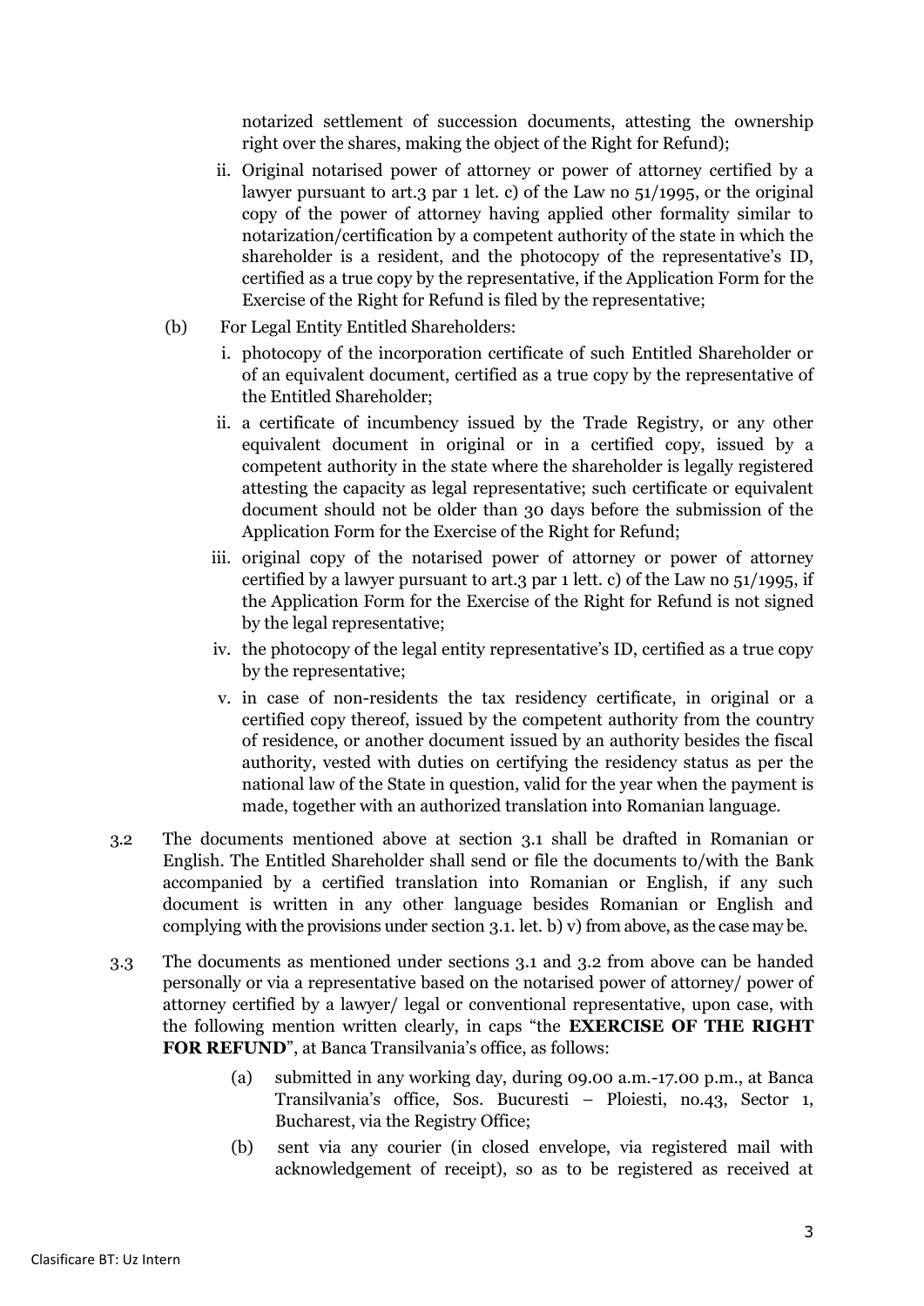notarized settlement of succession documents, attesting the ownership right over the shares, making the object of the Right for Refund);

ii. Original notarised power of attorney or power of attorney certified by a lawyer pursuant to art.3 par 1 let. c) of the Law no 51/1995, or the original copy of the power of attorney having applied other formality similar to notarization/certification by a competent authority of the state in which the shareholder is a resident, and the photocopy of the representative's ID, certified as a true copy by the representative, if the Application Form for the Exercise of the Right for Refund is filed by the representative;

(b) For Legal Entity Entitled Shareholders:

i. photocopy of the incorporation certificate of such Entitled Shareholder or of an equivalent document, certified as a true copy by the representative of the Entitled Shareholder;

ii. a certificate of incumbency issued by the Trade Registry, or any other equivalent document in original or in a certified copy, issued by a competent authority in the state where the shareholder is legally registered attesting the capacity as legal representative; such certificate or equivalent document should not be older than 30 days before the submission of the Application Form for the Exercise of the Right for Refund;

iii. original copy of the notarised power of attorney or power of attorney certified by a lawyer pursuant to art.3 par 1 lett. c) of the Law no 51/1995, if the Application Form for the Exercise of the Right for Refund is not signed by the legal representative;

iv. the photocopy of the legal entity representative's ID, certified as a true copy by the representative;

v. in case of non-residents the tax residency certificate, in original or a certified copy thereof, issued by the competent authority from the country of residence, or another document issued by an authority besides the fiscal authority, vested with duties on certifying the residency status as per the national law of the State in question, valid for the year when the payment is made, together with an authorized translation into Romanian language.

3.2 The documents mentioned above at section 3.1 shall be drafted in Romanian or English. The Entitled Shareholder shall send or file the documents to/with the Bank accompanied by a certified translation into Romanian or English, if any such document is written in any other language besides Romanian or English and complying with the provisions under section 3.1. let. b) v) from above, as the case may be.

3.3 The documents as mentioned under sections 3.1 and 3.2 from above can be handed personally or via a representative based on the notarised power of attorney/ power of attorney certified by a lawyer/ legal or conventional representative, upon case, with the following mention written clearly, in caps "the **EXERCISE OF THE RIGHT FOR REFUND**", at Banca Transilvania's office, as follows:

(a) submitted in any working day, during 09.00 a.m.-17.00 p.m., at Banca Transilvania's office, Sos. Bucuresti – Ploiesti, no.43, Sector 1, Bucharest, via the Registry Office;

(b) sent via any courier (in closed envelope, via registered mail with acknowledgement of receipt), so as to be registered as received at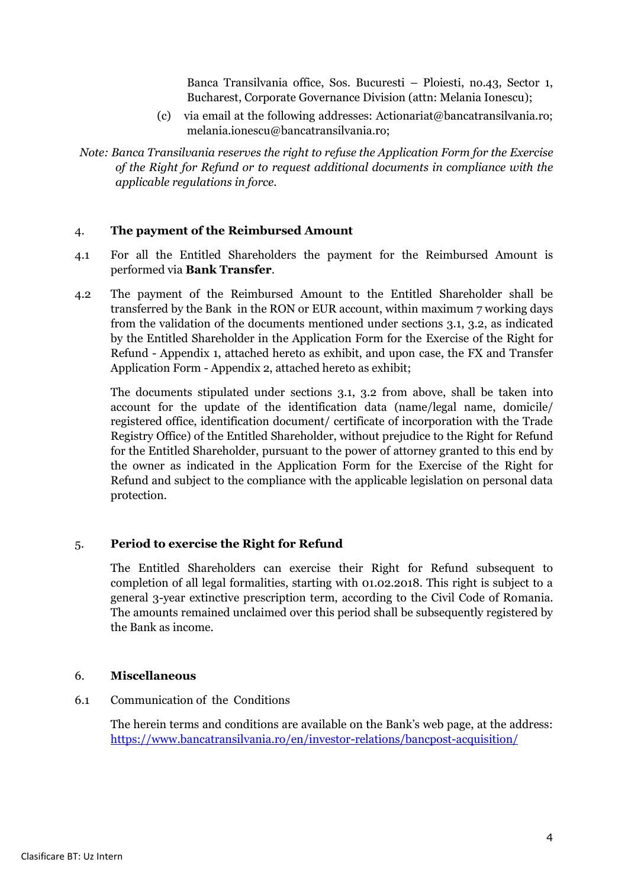Banca Transilvania office, Sos. Bucuresti – Ploiesti, no.43, Sector 1, Bucharest, Corporate Governance Division (attn: Melania Ionescu);

(c) via email at the following addresses: Actionariat@bancatransilvania.ro; melania.ionescu@bancatransilvania.ro;

*Note: Banca Transilvania reserves the right to refuse the Application Form for the Exercise of the Right for Refund or to request additional documents in compliance with the applicable regulations in force.*

## 4. The payment of the Reimbursed Amount

4.1 For all the Entitled Shareholders the payment for the Reimbursed Amount is performed via **Bank Transfer**.

4.2 The payment of the Reimbursed Amount to the Entitled Shareholder shall be transferred by the Bank in the RON or EUR account, within maximum 7 working days from the validation of the documents mentioned under sections 3.1, 3.2, as indicated by the Entitled Shareholder in the Application Form for the Exercise of the Right for Refund - Appendix 1, attached hereto as exhibit, and upon case, the FX and Transfer Application Form - Appendix 2, attached hereto as exhibit;

The documents stipulated under sections 3.1, 3.2 from above, shall be taken into account for the update of the identification data (name/legal name, domicile/ registered office, identification document/ certificate of incorporation with the Trade Registry Office) of the Entitled Shareholder, without prejudice to the Right for Refund for the Entitled Shareholder, pursuant to the power of attorney granted to this end by the owner as indicated in the Application Form for the Exercise of the Right for Refund and subject to the compliance with the applicable legislation on personal data protection.

## 5. Period to exercise the Right for Refund

The Entitled Shareholders can exercise their Right for Refund subsequent to completion of all legal formalities, starting with 01.02.2018. This right is subject to a general 3-year extinctive prescription term, according to the Civil Code of Romania. The amounts remained unclaimed over this period shall be subsequently registered by the Bank as income.

## 6. Miscellaneous

6.1 Communication of the Conditions

The herein terms and conditions are available on the Bank's web page, at the address: https://www.bancatransilvania.ro/en/investor-relations/bancpost-acquisition/

Clasificare BT: Uz Intern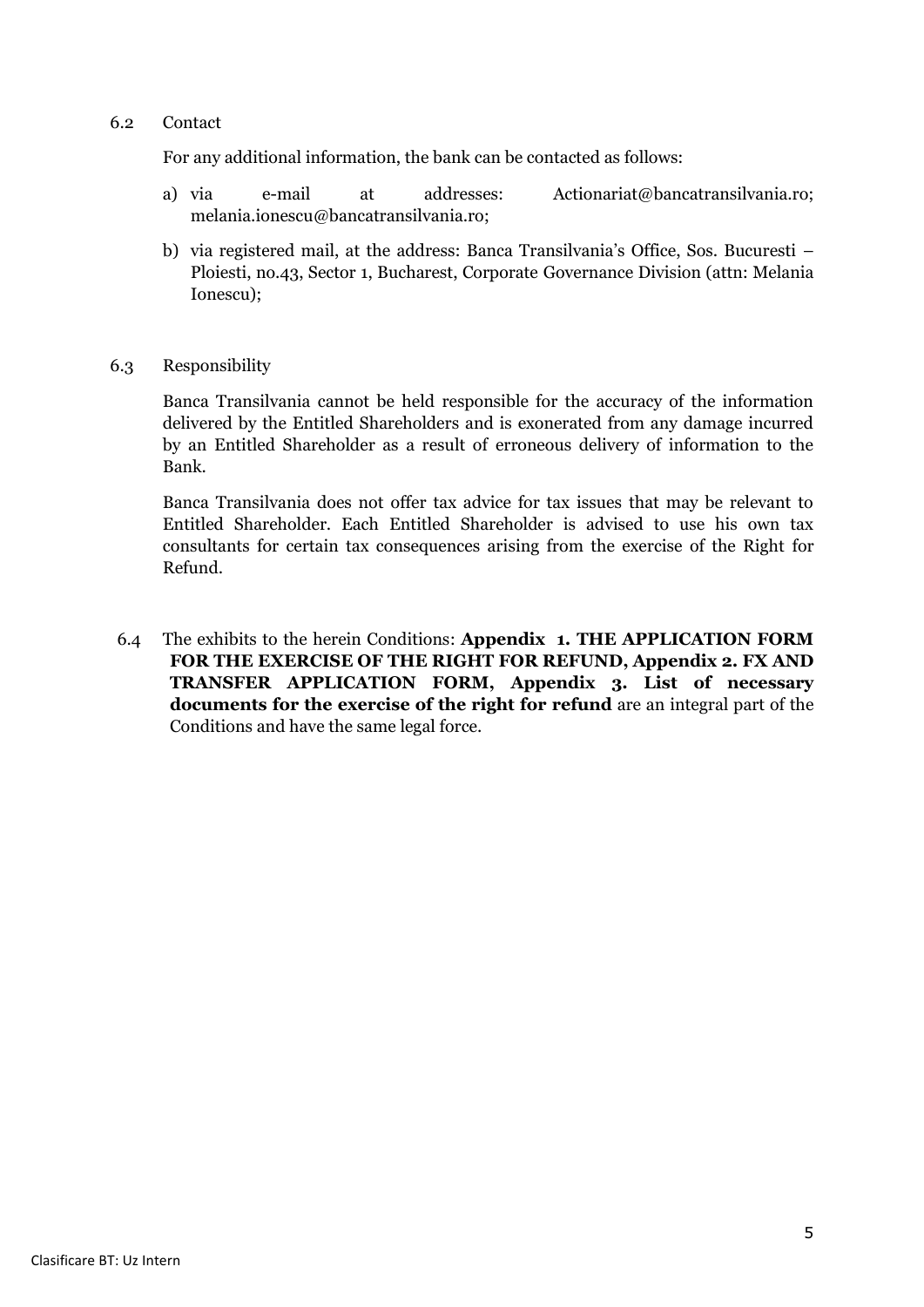6.2 Contact

For any additional information, the bank can be contacted as follows:

a) via e-mail at addresses: Actionariat@bancatransilvania.ro; melania.ionescu@bancatransilvania.ro;

b) via registered mail, at the address: Banca Transilvania's Office, Sos. Bucuresti – Ploiesti, no.43, Sector 1, Bucharest, Corporate Governance Division (attn: Melania Ionescu);

6.3 Responsibility

Banca Transilvania cannot be held responsible for the accuracy of the information delivered by the Entitled Shareholders and is exonerated from any damage incurred by an Entitled Shareholder as a result of erroneous delivery of information to the Bank.

Banca Transilvania does not offer tax advice for tax issues that may be relevant to Entitled Shareholder. Each Entitled Shareholder is advised to use his own tax consultants for certain tax consequences arising from the exercise of the Right for Refund.

6.4 The exhibits to the herein Conditions: **Appendix 1. THE APPLICATION FORM FOR THE EXERCISE OF THE RIGHT FOR REFUND, Appendix 2. FX AND TRANSFER APPLICATION FORM, Appendix 3. List of necessary documents for the exercise of the right for refund** are an integral part of the Conditions and have the same legal force.

Clasificare BT: Uz Intern